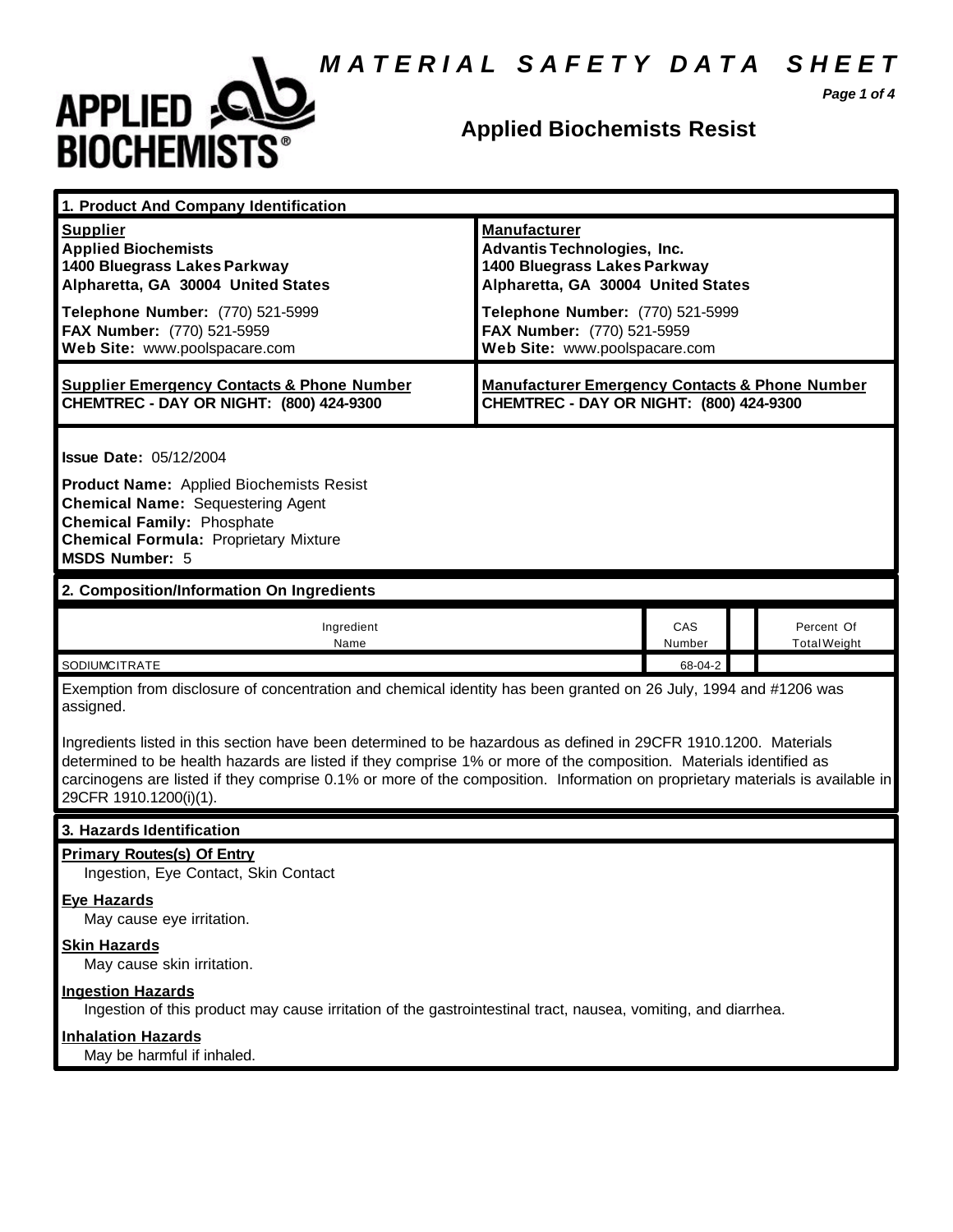# MATERIAL SAFETY DATA SHEET

APPLIED BIOCHEMISTS®

## Applied Biochemists Resist

## 1. Product And Company Identification

| **Supplier** | **Manufacturer** |
|---|---|
| **Applied Biochemists** | **Advantis Technologies, Inc.** |
| **1400 Bluegrass Lakes Parkway** | **1400 Bluegrass Lakes Parkway** |
| **Alpharetta, GA 30004 United States** | **Alpharetta, GA 30004 United States** |
| **Telephone Number:** (770) 521-5999 | **Telephone Number:** (770) 521-5999 |
| **FAX Number:** (770) 521-5959 | **FAX Number:** (770) 521-5959 |
| **Web Site:** www.poolspacare.com | **Web Site:** www.poolspacare.com |
| **Supplier Emergency Contacts & Phone Number** | **Manufacturer Emergency Contacts & Phone Number** |
| **CHEMTREC - DAY OR NIGHT: (800) 424-9300** | **CHEMTREC - DAY OR NIGHT: (800) 424-9300** |

**Issue Date:** 05/12/2004

**Product Name:** Applied Biochemists Resist
**Chemical Name:** Sequestering Agent
**Chemical Family:** Phosphate
**Chemical Formula:** Proprietary Mixture
**MSDS Number:** 5

## 2. Composition/Information On Ingredients

| Ingredient Name | CAS Number | | Percent Of Total Weight |
|---|---|---|---|
| SODIUMCITRATE | 68-04-2 | | |

Exemption from disclosure of concentration and chemical identity has been granted on 26 July, 1994 and #1206 was assigned.

Ingredients listed in this section have been determined to be hazardous as defined in 29CFR 1910.1200. Materials determined to be health hazards are listed if they comprise 1% or more of the composition. Materials identified as carcinogens are listed if they comprise 0.1% or more of the composition. Information on proprietary materials is available in 29CFR 1910.1200(i)(1).

## 3. Hazards Identification

**Primary Routes(s) Of Entry**
Ingestion, Eye Contact, Skin Contact

**Eye Hazards**
May cause eye irritation.

**Skin Hazards**
May cause skin irritation.

**Ingestion Hazards**
Ingestion of this product may cause irritation of the gastrointestinal tract, nausea, vomiting, and diarrhea.

**Inhalation Hazards**
May be harmful if inhaled.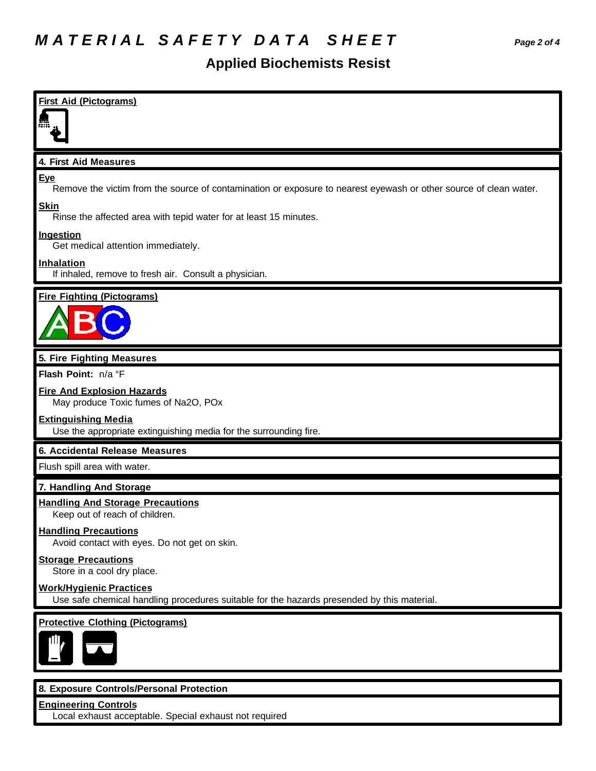# MATERIAL SAFETY DATA SHEET

## Applied Biochemists Resist

**First Aid (Pictograms)**

### 4. First Aid Measures

**Eye**

Remove the victim from the source of contamination or exposure to nearest eyewash or other source of clean water.

**Skin**

Rinse the affected area with tepid water for at least 15 minutes.

**Ingestion**

Get medical attention immediately.

**Inhalation**

If inhaled, remove to fresh air. Consult a physician.

**Fire Fighting (Pictograms)**

### 5. Fire Fighting Measures

**Flash Point:** n/a °F

**Fire And Explosion Hazards**

May produce Toxic fumes of $Na_2O$, POx

**Extinguishing Media**

Use the appropriate extinguishing media for the surrounding fire.

### 6. Accidental Release Measures

Flush spill area with water.

### 7. Handling And Storage

**Handling And Storage Precautions**

Keep out of reach of children.

**Handling Precautions**

Avoid contact with eyes. Do not get on skin.

**Storage Precautions**

Store in a cool dry place.

**Work/Hygienic Practices**

Use safe chemical handling procedures suitable for the hazards presended by this material.

**Protective Clothing (Pictograms)**

### 8. Exposure Controls/Personal Protection

**Engineering Controls**

Local exhaust acceptable. Special exhaust not required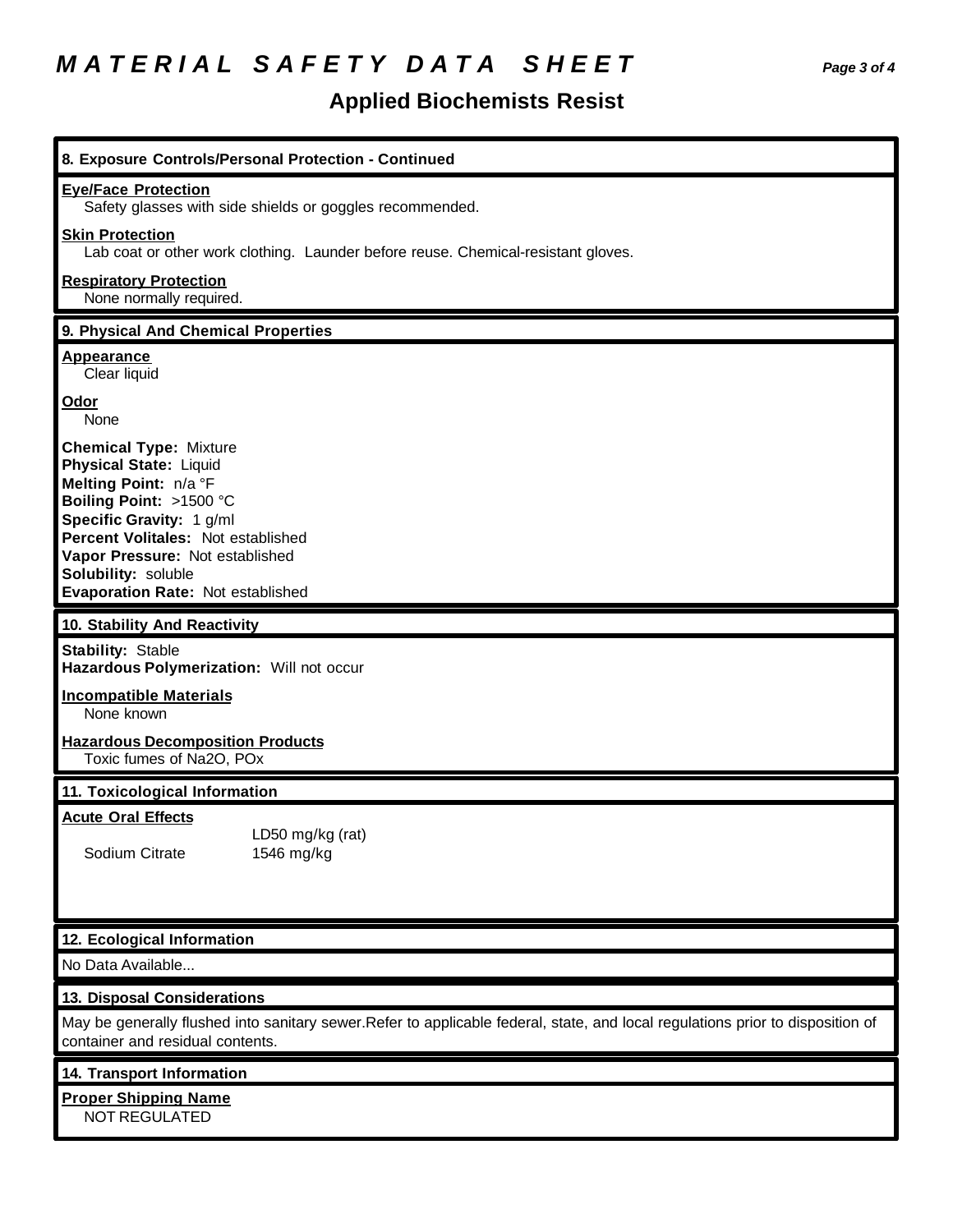# MATERIAL SAFETY DATA SHEET

## Applied Biochemists Resist

### 8. Exposure Controls/Personal Protection - Continued

**Eye/Face Protection**

Safety glasses with side shields or goggles recommended.

**Skin Protection**

Lab coat or other work clothing. Launder before reuse. Chemical-resistant gloves.

**Respiratory Protection**

None normally required.

### 9. Physical And Chemical Properties

**Appearance**

Clear liquid

**Odor**

None

**Chemical Type:** Mixture
**Physical State:** Liquid
**Melting Point:** n/a °F
**Boiling Point:** >1500 °C
**Specific Gravity:** 1 g/ml
**Percent Volitales:** Not established
**Vapor Pressure:** Not established
**Solubility:** soluble
**Evaporation Rate:** Not established

### 10. Stability And Reactivity

**Stability:** Stable
**Hazardous Polymerization:** Will not occur

**Incompatible Materials**

None known

**Hazardous Decomposition Products**

Toxic fumes of $Na_2O$, $PO_x$

### 11. Toxicological Information

**Acute Oral Effects**

| | LD50 mg/kg (rat) |
|---|---|
| Sodium Citrate | 1546 mg/kg |

### 12. Ecological Information

No Data Available...

### 13. Disposal Considerations

May be generally flushed into sanitary sewer.Refer to applicable federal, state, and local regulations prior to disposition of container and residual contents.

### 14. Transport Information

**Proper Shipping Name**

NOT REGULATED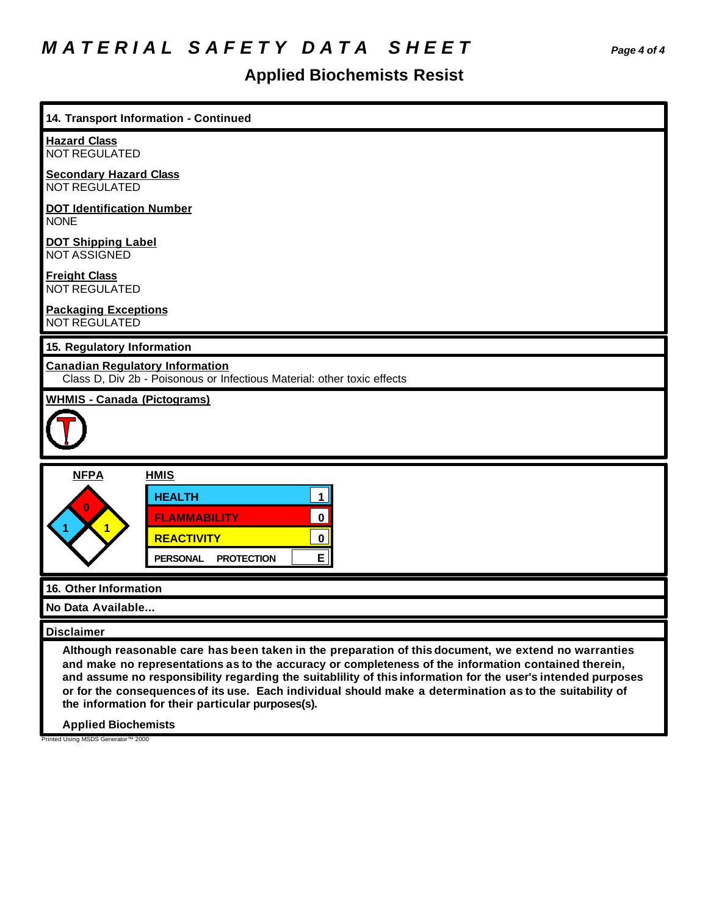# MATERIAL SAFETY DATA SHEET

## Applied Biochemists Resist

### 14. Transport Information - Continued

**Hazard Class**
NOT REGULATED

**Secondary Hazard Class**
NOT REGULATED

**DOT Identification Number**
NONE

**DOT Shipping Label**
NOT ASSIGNED

**Freight Class**
NOT REGULATED

**Packaging Exceptions**
NOT REGULATED

### 15. Regulatory Information

**Canadian Regulatory Information**
Class D, Div 2b - Poisonous or Infectious Material: other toxic effects

**WHMIS - Canada (Pictograms)**

**NFPA**

0
1 1

**HMIS**

| | |
|---|---|
| HEALTH | 1 |
| FLAMMABILITY | 0 |
| REACTIVITY | 0 |
| PERSONAL PROTECTION | E |

### 16. Other Information

**No Data Available...**

### Disclaimer

**Although reasonable care has been taken in the preparation of this document, we extend no warranties and make no representations as to the accuracy or completeness of the information contained therein, and assume no responsibility regarding the suitablility of this information for the user's intended purposes or for the consequences of its use. Each individual should make a determination as to the suitability of the information for their particular purposes(s).**

**Applied Biochemists**

Printed Using MSDS Generator™ 2000